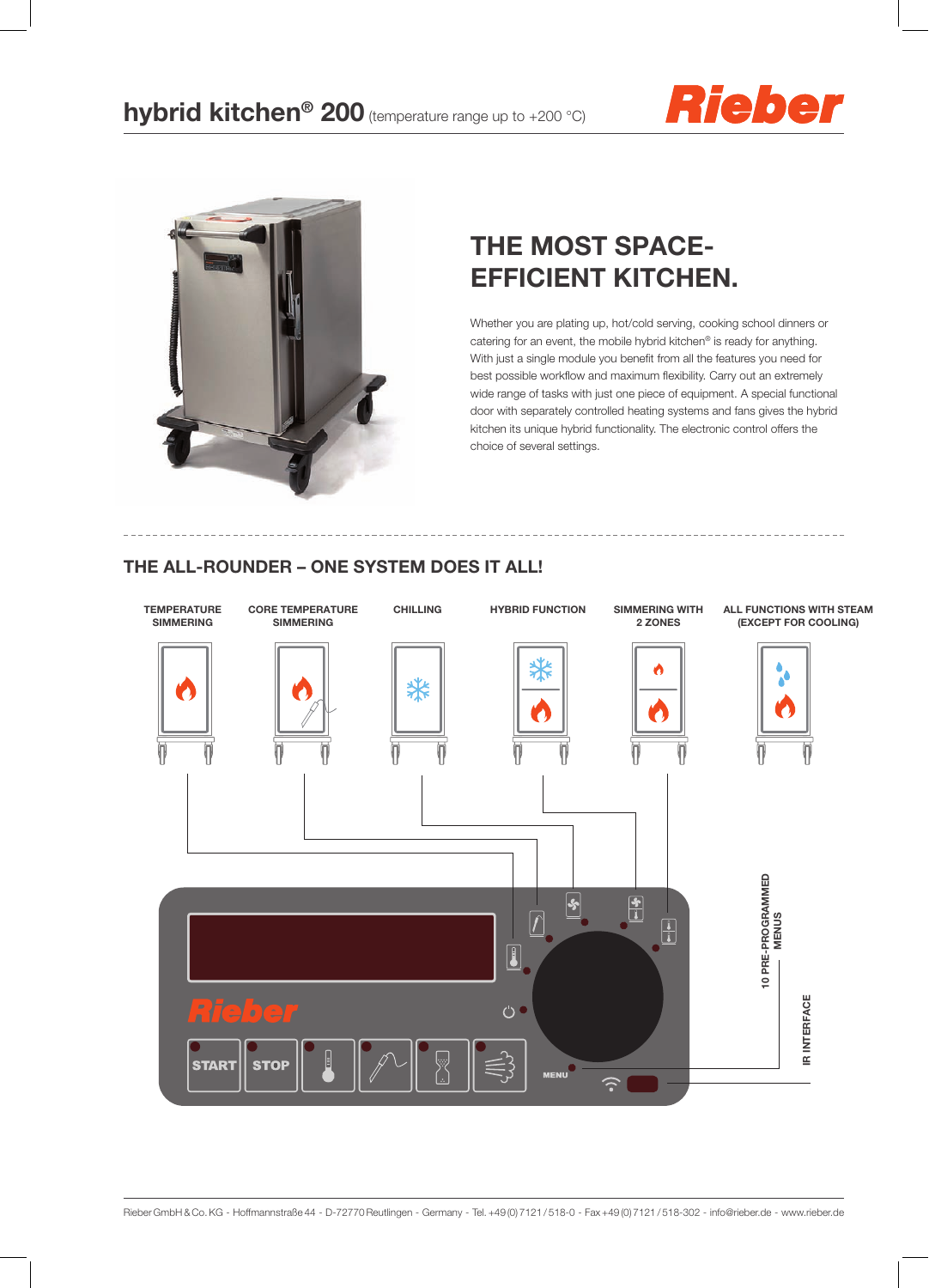# hybrid kitchen® 200 (temperature range up to +200 °C)

## THE MOST SPACE-EFFICIENT KITCHEN.

Whether you are plating up, hot/cold serving, cooking school dinners or catering for an event, the mobile hybrid kitchen® is ready for anything. With just a single module you benefit from all the features you need for best possible workflow and maximum flexibility. Carry out an extremely wide range of tasks with just one piece of equipment. A special functional door with separately controlled heating systems and fans gives the hybrid kitchen its unique hybrid functionality. The electronic control offers the choice of several settings.

## THE ALL-ROUNDER – ONE SYSTEM DOES IT ALL!

- TEMPERATURE SIMMERING
- CORE TEMPERATURE SIMMERING
- CHILLING
- HYBRID FUNCTION
- SIMMERING WITH 2 ZONES
- ALL FUNCTIONS WITH STEAM (EXCEPT FOR COOLING)

Rieber

START | STOP | MENU

10 PRE-PROGRAMMED MENUS

IR INTERFACE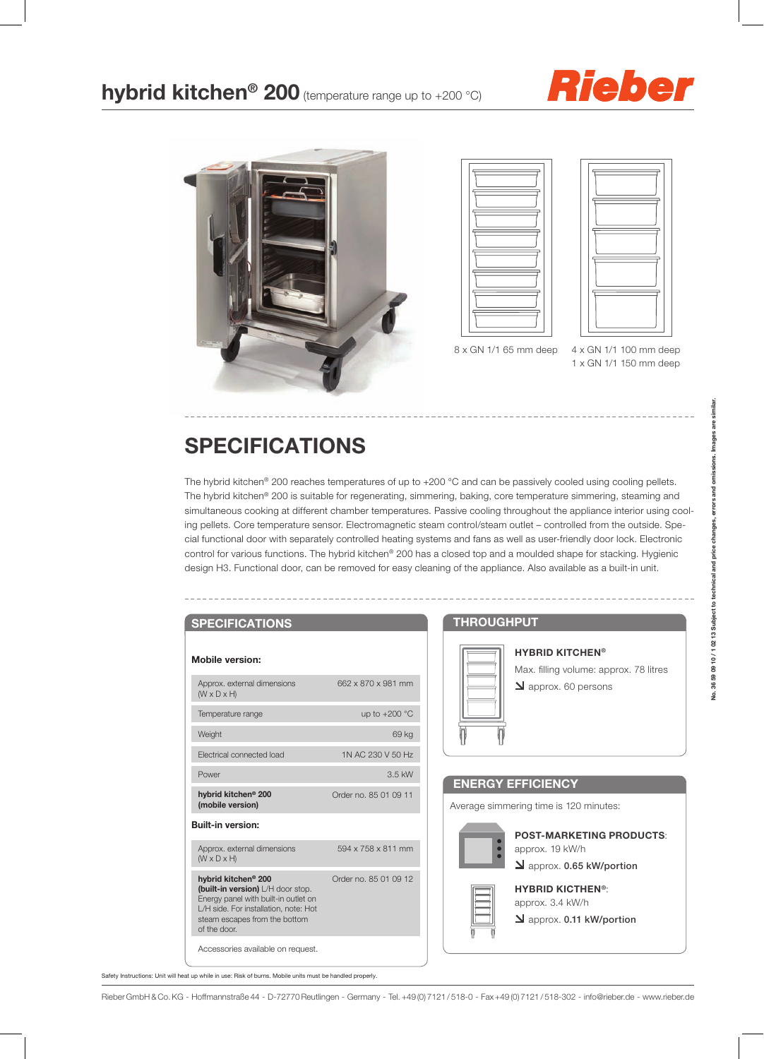# hybrid kitchen® 200 (temperature range up to +200 °C)

Rieber

8 x GN 1/1 65 mm deep

4 x GN 1/1 100 mm deep
1 x GN 1/1 150 mm deep

## SPECIFICATIONS

The hybrid kitchen® 200 reaches temperatures of up to +200 °C and can be passively cooled using cooling pellets. The hybrid kitchen® 200 is suitable for regenerating, simmering, baking, core temperature simmering, steaming and simultaneous cooking at different chamber temperatures. Passive cooling throughout the appliance interior using cooling pellets. Core temperature sensor. Electromagnetic steam control/steam outlet – controlled from the outside. Special functional door with separately controlled heating systems and fans as well as user-friendly door lock. Electronic control for various functions. The hybrid kitchen® 200 has a closed top and a moulded shape for stacking. Hygienic design H3. Functional door, can be removed for easy cleaning of the appliance. Also available as a built-in unit.

### SPECIFICATIONS

**Mobile version:**

| | |
|---|---|
| Approx. external dimensions (W x D x H) | 662 x 870 x 981 mm |
| Temperature range | up to +200 °C |
| Weight | 69 kg |
| Electrical connected load | 1N AC 230 V 50 Hz |
| Power | 3.5 kW |
| **hybrid kitchen® 200 (mobile version)** | Order no. 85 01 09 11 |

**Built-in version:**

| | |
|---|---|
| Approx. external dimensions (W x D x H) | 594 x 758 x 811 mm |
| **hybrid kitchen® 200 (built-in version)** L/H door stop. Energy panel with built-in outlet on L/H side. For installation, note: Hot steam escapes from the bottom of the door. | Order no. 85 01 09 12 |

Accessories available on request.

### THROUGHPUT

**HYBRID KITCHEN®**

Max. filling volume: approx. 78 litres

approx. 60 persons

### ENERGY EFFICIENCY

Average simmering time is 120 minutes:

**POST-MARKETING PRODUCTS**:
approx. 19 kW/h
approx. **0.65 kW/portion**

**HYBRID KICTHEN®**:
approx. 3.4 kW/h
approx. **0.11 kW/portion**

Safety Instructions: Unit will heat up while in use: Risk of burns. Mobile units must be handled properly.

No. 36 59 09 10 / 1 02 13 Subject to technical and price changes, errors and omissions. Images are similar.

Rieber GmbH & Co. KG - Hoffmannstraße 44 - D-72770 Reutlingen - Germany - Tel. +49 (0) 7121 / 518-0 - Fax +49 (0) 7121 / 518-302 - info@rieber.de - www.rieber.de